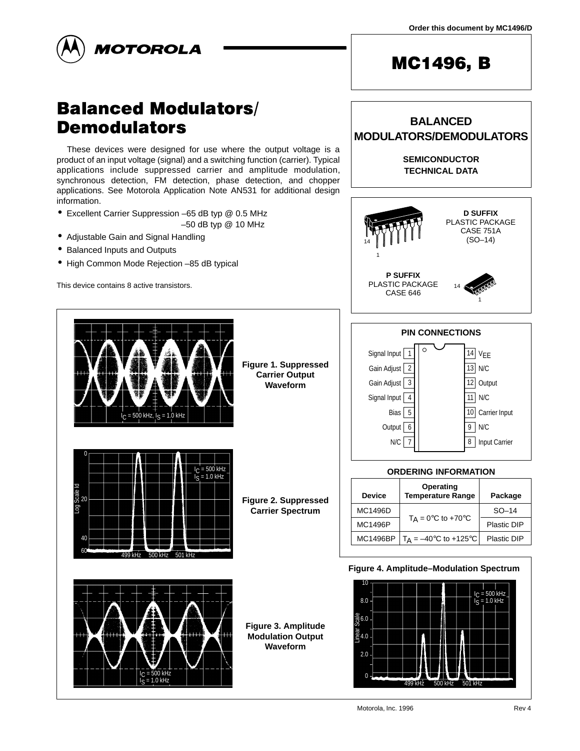Order this document by MC1496/D

MOTOROLA

# MC1496, B

# Balanced Modulators/ Demodulators

These devices were designed for use where the output voltage is a product of an input voltage (signal) and a switching function (carrier). Typical applications include suppressed carrier and amplitude modulation, synchronous detection, FM detection, phase detection, and chopper applications. See Motorola Application Note AN531 for additional design information.

- Excellent Carrier Suppression –65 dB typ @ 0.5 MHz
  –50 dB typ @ 10 MHz
- Adjustable Gain and Signal Handling
- Balanced Inputs and Outputs
- High Common Mode Rejection –85 dB typical

This device contains 8 active transistors.

**BALANCED MODULATORS/DEMODULATORS**

**SEMICONDUCTOR TECHNICAL DATA**

**D SUFFIX**
PLASTIC PACKAGE
CASE 751A
(SO–14)

**P SUFFIX**
PLASTIC PACKAGE
CASE 646

**PIN CONNECTIONS**

| Function | Pin | Pin | Function |
|---|---|---|---|
| Signal Input | 1 | 14 | $V_{EE}$ |
| Gain Adjust | 2 | 13 | N/C |
| Gain Adjust | 3 | 12 | Output |
| Signal Input | 4 | 11 | N/C |
| Bias | 5 | 10 | Carrier Input |
| Output | 6 | 9 | N/C |
| N/C | 7 | 8 | Input Carrier |

**ORDERING INFORMATION**

| Device | Operating Temperature Range | Package |
|---|---|---|
| MC1496D | $T_A$ = 0°C to +70°C | SO–14 |
| MC1496P | | Plastic DIP |
| MC1496BP | $T_A$ = –40°C to +125°C | Plastic DIP |

$I_C$ = 500 kHz, $I_S$ = 1.0 kHz

**Figure 1. Suppressed Carrier Output Waveform**

**Figure 2. Suppressed Carrier Spectrum**

$I_C$ = 500 kHz
$I_S$ = 1.0 kHz

**Figure 3. Amplitude Modulation Output Waveform**

**Figure 4. Amplitude–Modulation Spectrum**

Motorola, Inc. 1996 Rev 4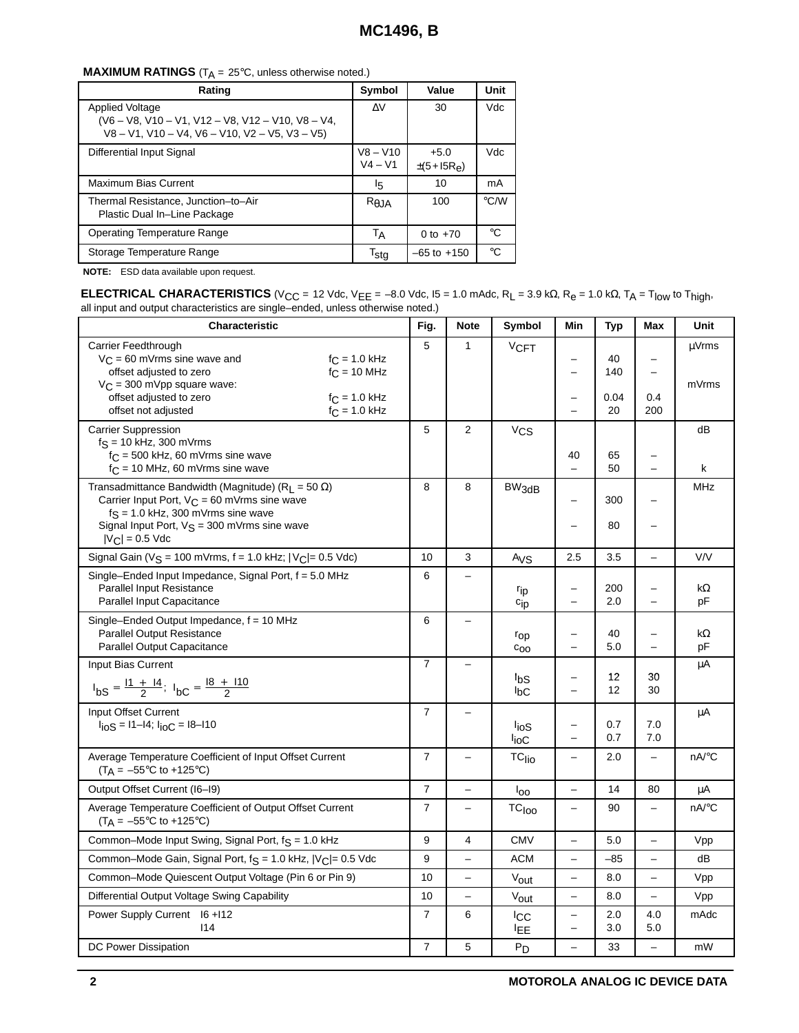**MAXIMUM RATINGS** ($T_A$ = 25°C, unless otherwise noted.)

| Rating | Symbol | Value | Unit |
|---|---|---|---|
| Applied Voltage (V6 – V8, V10 – V1, V12 – V8, V12 – V10, V8 – V4, V8 – V1, V10 – V4, V6 – V10, V2 – V5, V3 – V5) | ΔV | 30 | Vdc |
| Differential Input Signal | V8 – V10<br>V4 – V1 | +5.0<br>±(5+I5Re) | Vdc |
| Maximum Bias Current | $I_5$ | 10 | mA |
| Thermal Resistance, Junction–to–Air Plastic Dual In–Line Package | $R_{\theta JA}$ | 100 | °C/W |
| Operating Temperature Range | $T_A$ | 0 to +70 | °C |
| Storage Temperature Range | $T_{stg}$ | –65 to +150 | °C |

**NOTE:** ESD data available upon request.

**ELECTRICAL CHARACTERISTICS** ($V_{CC}$ = 12 Vdc, $V_{EE}$ = –8.0 Vdc, I5 = 1.0 mAdc, $R_L$ = 3.9 kΩ, $R_e$ = 1.0 kΩ, $T_A$ = $T_{low}$ to $T_{high}$, all input and output characteristics are single–ended, unless otherwise noted.)

| Characteristic | Fig. | Note | Symbol | Min | Typ | Max | Unit |
|---|---|---|---|---|---|---|---|
| Carrier Feedthrough | 5 | 1 | $V_{CFT}$ | | | | |
| $V_C$ = 60 mVrms sine wave and offset adjusted to zero, $f_C$ = 1.0 kHz | | | | – | 40 | – | µVrms |
| $f_C$ = 10 MHz | | | | – | 140 | – | |
| $V_C$ = 300 mVpp square wave: offset adjusted to zero, $f_C$ = 1.0 kHz | | | | – | 0.04 | 0.4 | mVrms |
| offset not adjusted, $f_C$ = 1.0 kHz | | | | – | 20 | 200 | |
| Carrier Suppression, $f_S$ = 10 kHz, 300 mVrms | 5 | 2 | $V_{CS}$ | | | | |
| $f_C$ = 500 kHz, 60 mVrms sine wave | | | | 40 | 65 | – | dB |
| $f_C$ = 10 MHz, 60 mVrms sine wave | | | | – | 50 | – | k |
| Transadmittance Bandwidth (Magnitude) ($R_L$ = 50 Ω) | 8 | 8 | $BW_{3dB}$ | | | | MHz |
| Carrier Input Port, $V_C$ = 60 mVrms sine wave, $f_S$ = 1.0 kHz, 300 mVrms sine wave | | | | – | 300 | – | |
| Signal Input Port, $V_S$ = 300 mVrms sine wave, $\|V_C\|$ = 0.5 Vdc | | | | – | 80 | – | |
| Signal Gain ($V_S$ = 100 mVrms, f = 1.0 kHz; $\|V_C\|$= 0.5 Vdc) | 10 | 3 | $A_{VS}$ | 2.5 | 3.5 | – | V/V |
| Single–Ended Input Impedance, Signal Port, f = 5.0 MHz | 6 | – | | | | | |
| Parallel Input Resistance | | | $r_{ip}$ | – | 200 | – | kΩ |
| Parallel Input Capacitance | | | $c_{ip}$ | – | 2.0 | – | pF |
| Single–Ended Output Impedance, f = 10 MHz | 6 | – | | | | | |
| Parallel Output Resistance | | | $r_{op}$ | – | 40 | – | kΩ |
| Parallel Output Capacitance | | | $c_{oo}$ | – | 5.0 | – | pF |
| Input Bias Current $I_{bS} = \frac{I1 + I4}{2}$; $I_{bC} = \frac{I8 + I10}{2}$ | 7 | – | $I_{bS}$ | – | 12 | 30 | µA |
| | | | $I_{bC}$ | – | 12 | 30 | |
| Input Offset Current $I_{ioS}$ = I1–I4; $I_{ioC}$ = I8–I10 | 7 | – | $I_{ioS}$ | – | 0.7 | 7.0 | µA |
| | | | $I_{ioC}$ | – | 0.7 | 7.0 | |
| Average Temperature Coefficient of Input Offset Current ($T_A$ = –55°C to +125°C) | 7 | – | $TC_{Iio}$ | – | 2.0 | – | nA/°C |
| Output Offset Current (I6–I9) | 7 | – | $I_{oo}$ | – | 14 | 80 | µA |
| Average Temperature Coefficient of Output Offset Current ($T_A$ = –55°C to +125°C) | 7 | – | $TC_{Ioo}$ | – | 90 | – | nA/°C |
| Common–Mode Input Swing, Signal Port, $f_S$ = 1.0 kHz | 9 | 4 | CMV | – | 5.0 | – | Vpp |
| Common–Mode Gain, Signal Port, $f_S$ = 1.0 kHz, $\|V_C\|$= 0.5 Vdc | 9 | – | ACM | – | –85 | – | dB |
| Common–Mode Quiescent Output Voltage (Pin 6 or Pin 9) | 10 | – | $V_{out}$ | – | 8.0 | – | Vpp |
| Differential Output Voltage Swing Capability | 10 | – | $V_{out}$ | – | 8.0 | – | Vpp |
| Power Supply Current I6 +I12 | 7 | 6 | $I_{CC}$ | – | 2.0 | 4.0 | mAdc |
| I14 | | | $I_{EE}$ | – | 3.0 | 5.0 | |
| DC Power Dissipation | 7 | 5 | $P_D$ | – | 33 | – | mW |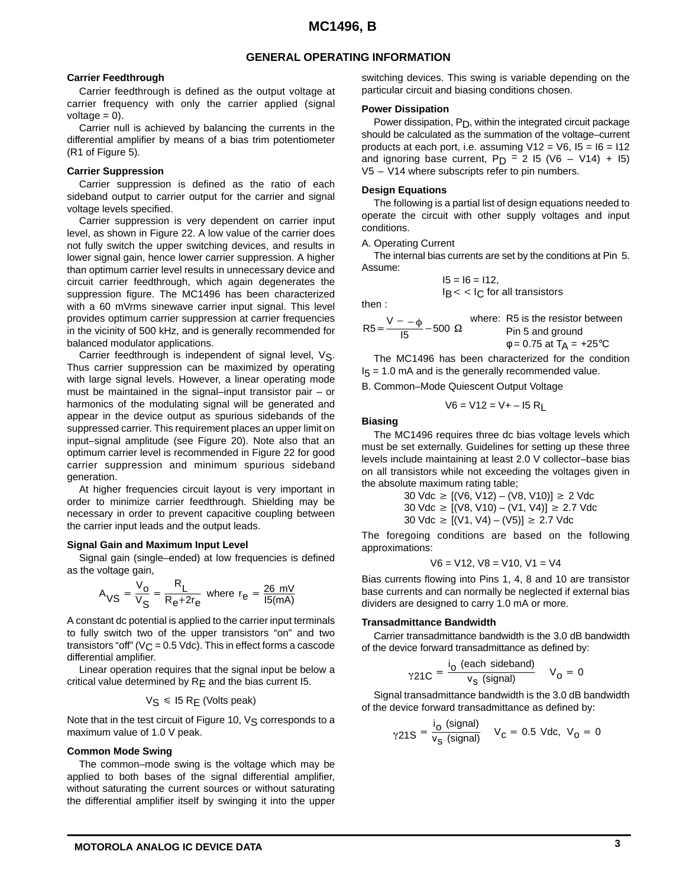## GENERAL OPERATING INFORMATION

### Carrier Feedthrough

Carrier feedthrough is defined as the output voltage at carrier frequency with only the carrier applied (signal voltage = 0).

Carrier null is achieved by balancing the currents in the differential amplifier by means of a bias trim potentiometer (R1 of Figure 5).

### Carrier Suppression

Carrier suppression is defined as the ratio of each sideband output to carrier output for the carrier and signal voltage levels specified.

Carrier suppression is very dependent on carrier input level, as shown in Figure 22. A low value of the carrier does not fully switch the upper switching devices, and results in lower signal gain, hence lower carrier suppression. A higher than optimum carrier level results in unnecessary device and circuit carrier feedthrough, which again degenerates the suppression figure. The MC1496 has been characterized with a 60 mVrms sinewave carrier input signal. This level provides optimum carrier suppression at carrier frequencies in the vicinity of 500 kHz, and is generally recommended for balanced modulator applications.

Carrier feedthrough is independent of signal level, $V_S$. Thus carrier suppression can be maximized by operating with large signal levels. However, a linear operating mode must be maintained in the signal–input transistor pair – or harmonics of the modulating signal will be generated and appear in the device output as spurious sidebands of the suppressed carrier. This requirement places an upper limit on input–signal amplitude (see Figure 20). Note also that an optimum carrier level is recommended in Figure 22 for good carrier suppression and minimum spurious sideband generation.

At higher frequencies circuit layout is very important in order to minimize carrier feedthrough. Shielding may be necessary in order to prevent capacitive coupling between the carrier input leads and the output leads.

### Signal Gain and Maximum Input Level

Signal gain (single–ended) at low frequencies is defined as the voltage gain,

$$A_{VS} = \frac{V_o}{V_S} = \frac{R_L}{R_e + 2r_e} \quad \text{where } r_e = \frac{26\ \text{mV}}{I5(\text{mA})}$$

A constant dc potential is applied to the carrier input terminals to fully switch two of the upper transistors "on" and two transistors "off" ($V_C$ = 0.5 Vdc). This in effect forms a cascode differential amplifier.

Linear operation requires that the signal input be below a critical value determined by $R_E$ and the bias current I5.

$$V_S \leq I5\ R_E \text{ (Volts peak)}$$

Note that in the test circuit of Figure 10, $V_S$ corresponds to a maximum value of 1.0 V peak.

### Common Mode Swing

The common–mode swing is the voltage which may be applied to both bases of the signal differential amplifier, without saturating the current sources or without saturating the differential amplifier itself by swinging it into the upper switching devices. This swing is variable depending on the particular circuit and biasing conditions chosen.

### Power Dissipation

Power dissipation, $P_D$, within the integrated circuit package should be calculated as the summation of the voltage–current products at each port, i.e. assuming V12 = V6, I5 = I6 = I12 and ignoring base current, $P_D$ = 2 I5 (V6 – V14) + I5) V5 – V14 where subscripts refer to pin numbers.

### Design Equations

The following is a partial list of design equations needed to operate the circuit with other supply voltages and input conditions.

A. Operating Current

The internal bias currents are set by the conditions at Pin 5. Assume:

I5 = I6 = I12,
$I_B << I_C$ for all transistors

then :

$$R5 = \frac{V - - \phi}{I5} - 500\ \Omega$$

where: R5 is the resistor between Pin 5 and ground
$\phi$ = 0.75 at $T_A$ = +25°C

The MC1496 has been characterized for the condition $I_5$ = 1.0 mA and is the generally recommended value.

B. Common–Mode Quiescent Output Voltage

$$V6 = V12 = V+ - I5\ R_L$$

### Biasing

The MC1496 requires three dc bias voltage levels which must be set externally. Guidelines for setting up these three levels include maintaining at least 2.0 V collector–base bias on all transistors while not exceeding the voltages given in the absolute maximum rating table;

30 Vdc ≥ [(V6, V12) – (V8, V10)] ≥ 2 Vdc
30 Vdc ≥ [(V8, V10) – (V1, V4)] ≥ 2.7 Vdc
30 Vdc ≥ [(V1, V4) – (V5)] ≥ 2.7 Vdc

The foregoing conditions are based on the following approximations:

V6 = V12, V8 = V10, V1 = V4

Bias currents flowing into Pins 1, 4, 8 and 10 are transistor base currents and can normally be neglected if external bias dividers are designed to carry 1.0 mA or more.

### Transadmittance Bandwidth

Carrier transadmittance bandwidth is the 3.0 dB bandwidth of the device forward transadmittance as defined by:

$$\gamma 21C = \frac{i_o \text{ (each sideband)}}{v_s \text{ (signal)}} \quad V_o = 0$$

Signal transadmittance bandwidth is the 3.0 dB bandwidth of the device forward transadmittance as defined by:

$$\gamma 21S = \frac{i_o \text{ (signal)}}{v_s \text{ (signal)}} \quad V_c = 0.5\ \text{Vdc},\ V_o = 0$$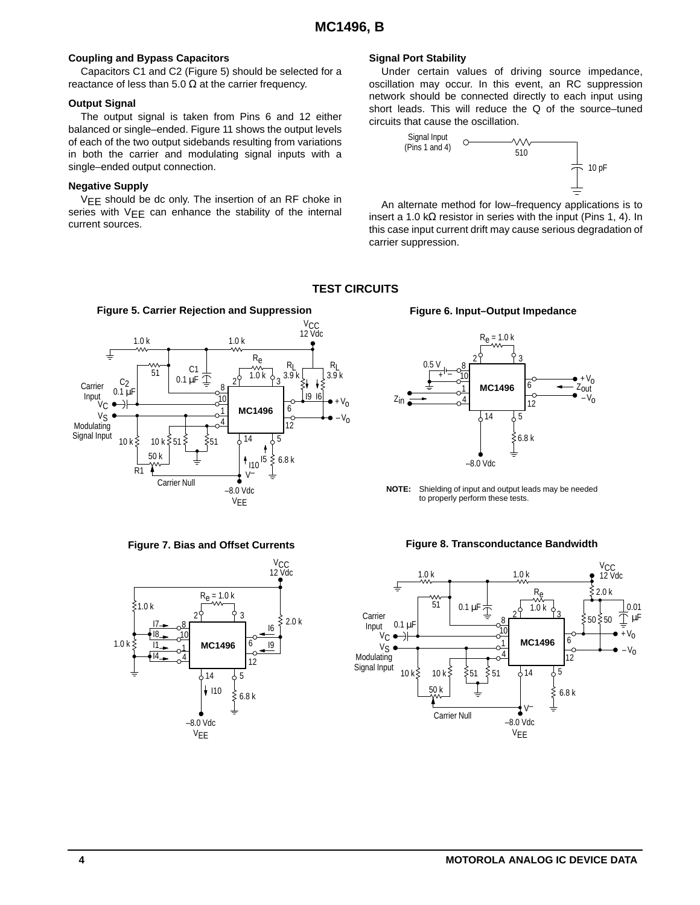### Coupling and Bypass Capacitors

Capacitors C1 and C2 (Figure 5) should be selected for a reactance of less than 5.0 Ω at the carrier frequency.

### Output Signal

The output signal is taken from Pins 6 and 12 either balanced or single–ended. Figure 11 shows the output levels of each of the two output sidebands resulting from variations in both the carrier and modulating signal inputs with a single–ended output connection.

### Negative Supply

$V_{EE}$ should be dc only. The insertion of an RF choke in series with $V_{EE}$ can enhance the stability of the internal current sources.

### Signal Port Stability

Under certain values of driving source impedance, oscillation may occur. In this event, an RC suppression network should be connected directly to each input using short leads. This will reduce the Q of the source–tuned circuits that cause the oscillation.

Signal Input (Pins 1 and 4) — 510 — 10 pF

An alternate method for low–frequency applications is to insert a 1.0 kΩ resistor in series with the input (Pins 1, 4). In this case input current drift may cause serious degradation of carrier suppression.

## TEST CIRCUITS

**Figure 5. Carrier Rejection and Suppression**

**Figure 6. Input–Output Impedance**

**NOTE:** Shielding of input and output leads may be needed to properly perform these tests.

**Figure 7. Bias and Offset Currents**

**Figure 8. Transconductance Bandwidth**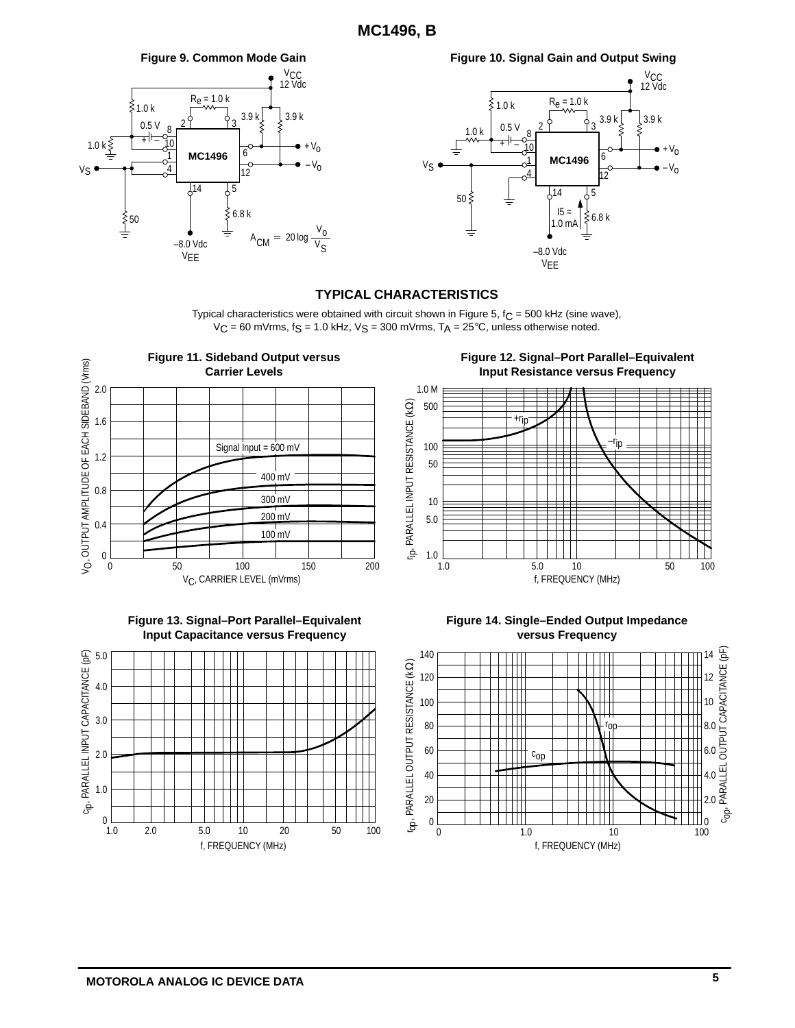**Figure 9. Common Mode Gain**

$$A_{CM} = 20 \log \frac{V_o}{V_S}$$

**Figure 10. Signal Gain and Output Swing**

## TYPICAL CHARACTERISTICS

Typical characteristics were obtained with circuit shown in Figure 5, $f_C$ = 500 kHz (sine wave), $V_C$ = 60 mVrms, $f_S$ = 1.0 kHz, $V_S$ = 300 mVrms, $T_A$ = 25°C, unless otherwise noted.

**Figure 11. Sideband Output versus Carrier Levels**

**Figure 12. Signal–Port Parallel–Equivalent Input Resistance versus Frequency**

**Figure 13. Signal–Port Parallel–Equivalent Input Capacitance versus Frequency**

**Figure 14. Single–Ended Output Impedance versus Frequency**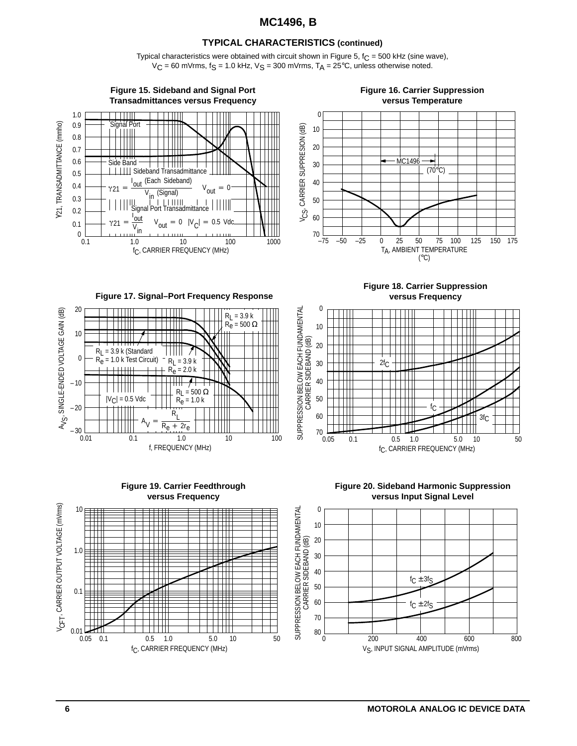## TYPICAL CHARACTERISTICS (continued)

Typical characteristics were obtained with circuit shown in Figure 5, $f_C$ = 500 kHz (sine wave), $V_C$ = 60 mVrms, $f_S$ = 1.0 kHz, $V_S$ = 300 mVrms, $T_A$ = 25°C, unless otherwise noted.

**Figure 15. Sideband and Signal Port Transadmittances versus Frequency**

Signal Port

Side Band

Sideband Transadmittance

$$\gamma_{21} = \frac{I_{out}\ \text{(Each Sideband)}}{V_{in}\ \text{(Signal)}} \quad V_{out} = 0$$

Signal Port Transadmittance

$$\gamma_{21} = \frac{I_{out}}{V_{in}} \quad V_{out} = 0 \quad |V_C| = 0.5\ \text{Vdc}$$

$\gamma_{21}$, TRANSADMITTANCE (mmho) vs. $f_C$, CARRIER FREQUENCY (MHz)

**Figure 16. Carrier Suppression versus Temperature**

MC1496 (70°C)

$V_{CS}$, CARRIER SUPPRESION (dB) vs. $T_A$, AMBIENT TEMPERATURE (°C)

**Figure 17. Signal–Port Frequency Response**

$R_L$ = 3.9 k, $R_e$ = 500 Ω

$R_L$ = 3.9 k (Standard $R_e$ = 1.0 k Test Circuit)

$R_L$ = 3.9 k, $R_e$ = 2.0 k

$R_L$ = 500 Ω, $R_e$ = 1.0 k

$|V_C|$ = 0.5 Vdc

$$A_V = \frac{R_L}{R_e + 2r_e}$$

$A_{VS}$, SINGLE-ENDED VOLTAGE GAIN (dB) vs. f, FREQUENCY (MHz)

**Figure 18. Carrier Suppression versus Frequency**

$2f_C$, $f_C$, $3f_C$

SUPPRESSION BELOW EACH FUNDAMENTAL CARRIER SIDEBAND (dB) vs. $f_C$, CARRIER FREQUENCY (MHz)

**Figure 19. Carrier Feedthrough versus Frequency**

$V_{CFT}$, CARRIER OUTPUT VOLTAGE (mVrms) vs. $f_C$, CARRIER FREQUENCY (MHz)

**Figure 20. Sideband Harmonic Suppression versus Input Signal Level**

$f_C \pm 3f_S$, $f_C \pm 2f_S$

SUPPRESSION BELOW EACH FUNDAMENTAL CARRIER SIDEBAND (dB) vs. $V_S$, INPUT SIGNAL AMPLITUDE (mVrms)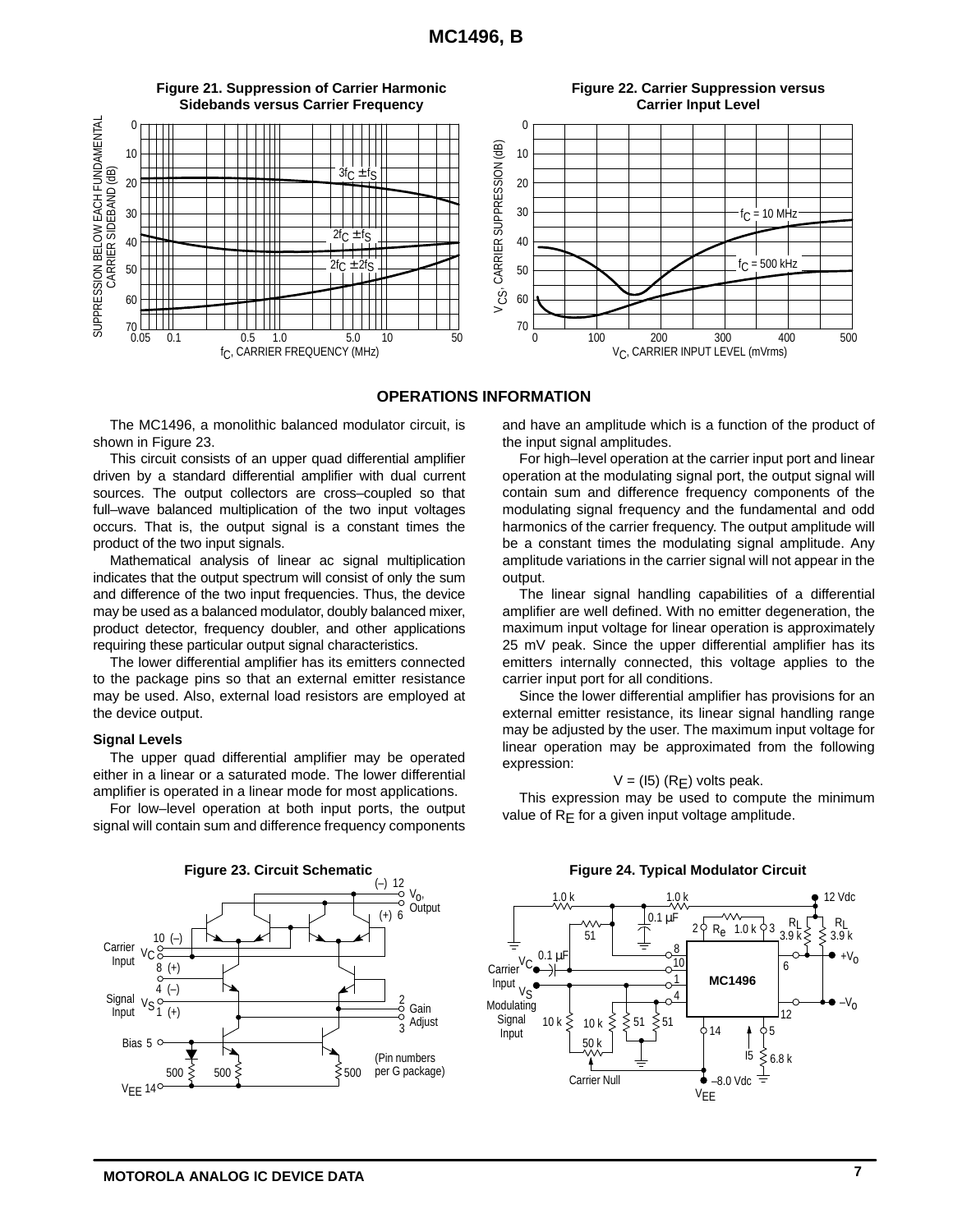**Figure 21. Suppression of Carrier Harmonic Sidebands versus Carrier Frequency**

SUPPRESSION BELOW EACH FUNDAMENTAL CARRIER SIDEBAND (dB)

0
10
20
30
40
50
60
70

0.05 0.1 0.5 1.0 5.0 10 50

$f_C$, CARRIER FREQUENCY (MHz)

$3f_C \pm f_S$

$2f_C \pm f_S$

$2f_C \pm 2f_S$

**Figure 22. Carrier Suppression versus Carrier Input Level**

$V_{CS}$, CARRIER SUPPRESSION (dB)

0
10
20
30
40
50
60
70

0 100 200 300 400 500

$V_C$, CARRIER INPUT LEVEL (mVrms)

$f_C$ = 10 MHz

$f_C$ = 500 kHz

## OPERATIONS INFORMATION

The MC1496, a monolithic balanced modulator circuit, is shown in Figure 23.

This circuit consists of an upper quad differential amplifier driven by a standard differential amplifier with dual current sources. The output collectors are cross–coupled so that full–wave balanced multiplication of the two input voltages occurs. That is, the output signal is a constant times the product of the two input signals.

Mathematical analysis of linear ac signal multiplication indicates that the output spectrum will consist of only the sum and difference of the two input frequencies. Thus, the device may be used as a balanced modulator, doubly balanced mixer, product detector, frequency doubler, and other applications requiring these particular output signal characteristics.

The lower differential amplifier has its emitters connected to the package pins so that an external emitter resistance may be used. Also, external load resistors are employed at the device output.

### Signal Levels

The upper quad differential amplifier may be operated either in a linear or a saturated mode. The lower differential amplifier is operated in a linear mode for most applications.

For low–level operation at both input ports, the output signal will contain sum and difference frequency components and have an amplitude which is a function of the product of the input signal amplitudes.

For high–level operation at the carrier input port and linear operation at the modulating signal port, the output signal will contain sum and difference frequency components of the modulating signal frequency and the fundamental and odd harmonics of the carrier frequency. The output amplitude will be a constant times the modulating signal amplitude. Any amplitude variations in the carrier signal will not appear in the output.

The linear signal handling capabilities of a differential amplifier are well defined. With no emitter degeneration, the maximum input voltage for linear operation is approximately 25 mV peak. Since the upper differential amplifier has its emitters internally connected, this voltage applies to the carrier input port for all conditions.

Since the lower differential amplifier has provisions for an external emitter resistance, its linear signal handling range may be adjusted by the user. The maximum input voltage for linear operation may be approximated from the following expression:

$$V = (I5)\,(R_E) \text{ volts peak.}$$

This expression may be used to compute the minimum value of $R_E$ for a given input voltage amplitude.

**Figure 23. Circuit Schematic**

(–) 12
$V_o$, Output
(+) 6
10 (–)
Carrier Input $V_C$
8 (+)
4 (–)
Signal Input $V_S$
1 (+)
2 Gain Adjust 3
Bias 5
500 500 500
$V_{EE}$ 14
(Pin numbers per G package)

**Figure 24. Typical Modulator Circuit**

1.0 k 1.0 k 12 Vdc
0.1 µF
51
2 $R_e$ 1.0 k 3
$R_L$ 3.9 k $R_L$ 3.9 k
8
10
1
4
Carrier Input $V_C$ 0.1 µF
$V_S$ Modulating Signal Input
MC1496
6 $+V_o$
12 $-V_o$
10 k 10 k 51 51
50 k
14 5
I5
6.8 k
Carrier Null
–8.0 Vdc $V_{EE}$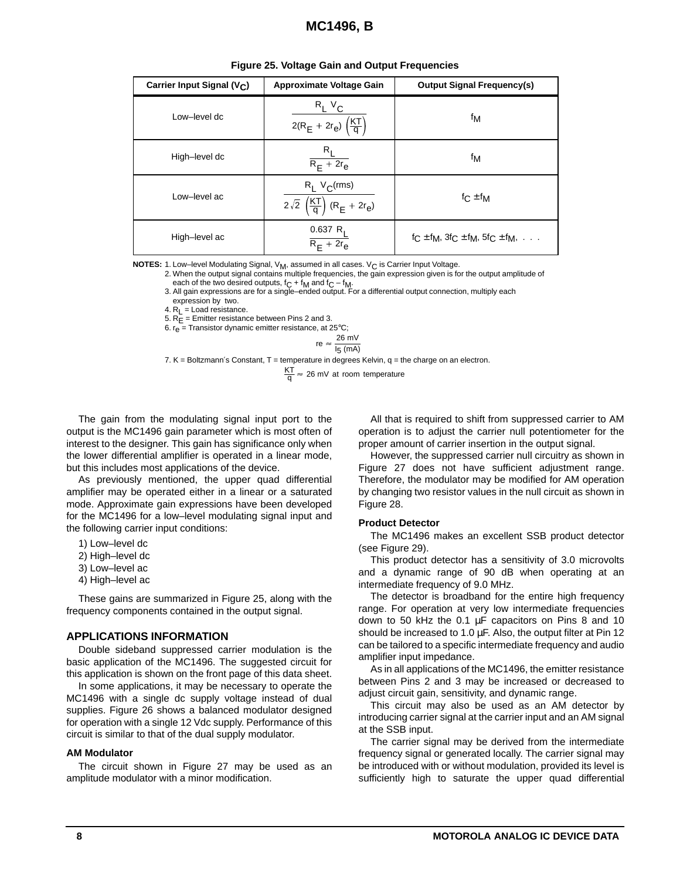**Figure 25. Voltage Gain and Output Frequencies**

| Carrier Input Signal ($V_C$) | Approximate Voltage Gain | Output Signal Frequency(s) |
| --- | --- | --- |
| Low–level dc | $\frac{R_L V_C}{2(R_E + 2r_e)\left(\frac{KT}{q}\right)}$ | $f_M$ |
| High–level dc | $\frac{R_L}{R_E + 2r_e}$ | $f_M$ |
| Low–level ac | $\frac{R_L V_C(rms)}{2\sqrt{2}\left(\frac{KT}{q}\right)(R_E + 2r_e)}$ | $f_C \pm f_M$ |
| High–level ac | $\frac{0.637 R_L}{R_E + 2r_e}$ | $f_C \pm f_M$, $3f_C \pm f_M$, $5f_C \pm f_M$, . . . |

**NOTES:**
1. Low–level Modulating Signal, $V_M$, assumed in all cases. $V_C$ is Carrier Input Voltage.
2. When the output signal contains multiple frequencies, the gain expression given is for the output amplitude of each of the two desired outputs, $f_C + f_M$ and $f_C - f_M$.
3. All gain expressions are for a single–ended output. For a differential output connection, multiply each expression by two.
4. $R_L$ = Load resistance.
5. $R_E$ = Emitter resistance between Pins 2 and 3.
6. $r_e$ = Transistor dynamic emitter resistance, at 25°C;

$$r_e \approx \frac{26 \text{ mV}}{I_5 \text{ (mA)}}$$

7. K = Boltzmann's Constant, T = temperature in degrees Kelvin, q = the charge on an electron.

$$\frac{KT}{q} \approx 26 \text{ mV at room temperature}$$

The gain from the modulating signal input port to the output is the MC1496 gain parameter which is most often of interest to the designer. This gain has significance only when the lower differential amplifier is operated in a linear mode, but this includes most applications of the device.

As previously mentioned, the upper quad differential amplifier may be operated either in a linear or a saturated mode. Approximate gain expressions have been developed for the MC1496 for a low–level modulating signal input and the following carrier input conditions:

1) Low–level dc
2) High–level dc
3) Low–level ac
4) High–level ac

These gains are summarized in Figure 25, along with the frequency components contained in the output signal.

## APPLICATIONS INFORMATION

Double sideband suppressed carrier modulation is the basic application of the MC1496. The suggested circuit for this application is shown on the front page of this data sheet.

In some applications, it may be necessary to operate the MC1496 with a single dc supply voltage instead of dual supplies. Figure 26 shows a balanced modulator designed for operation with a single 12 Vdc supply. Performance of this circuit is similar to that of the dual supply modulator.

### AM Modulator

The circuit shown in Figure 27 may be used as an amplitude modulator with a minor modification.

All that is required to shift from suppressed carrier to AM operation is to adjust the carrier null potentiometer for the proper amount of carrier insertion in the output signal.

However, the suppressed carrier null circuitry as shown in Figure 27 does not have sufficient adjustment range. Therefore, the modulator may be modified for AM operation by changing two resistor values in the null circuit as shown in Figure 28.

### Product Detector

The MC1496 makes an excellent SSB product detector (see Figure 29).

This product detector has a sensitivity of 3.0 microvolts and a dynamic range of 90 dB when operating at an intermediate frequency of 9.0 MHz.

The detector is broadband for the entire high frequency range. For operation at very low intermediate frequencies down to 50 kHz the 0.1 µF capacitors on Pins 8 and 10 should be increased to 1.0 µF. Also, the output filter at Pin 12 can be tailored to a specific intermediate frequency and audio amplifier input impedance.

As in all applications of the MC1496, the emitter resistance between Pins 2 and 3 may be increased or decreased to adjust circuit gain, sensitivity, and dynamic range.

This circuit may also be used as an AM detector by introducing carrier signal at the carrier input and an AM signal at the SSB input.

The carrier signal may be derived from the intermediate frequency signal or generated locally. The carrier signal may be introduced with or without modulation, provided its level is sufficiently high to saturate the upper quad differential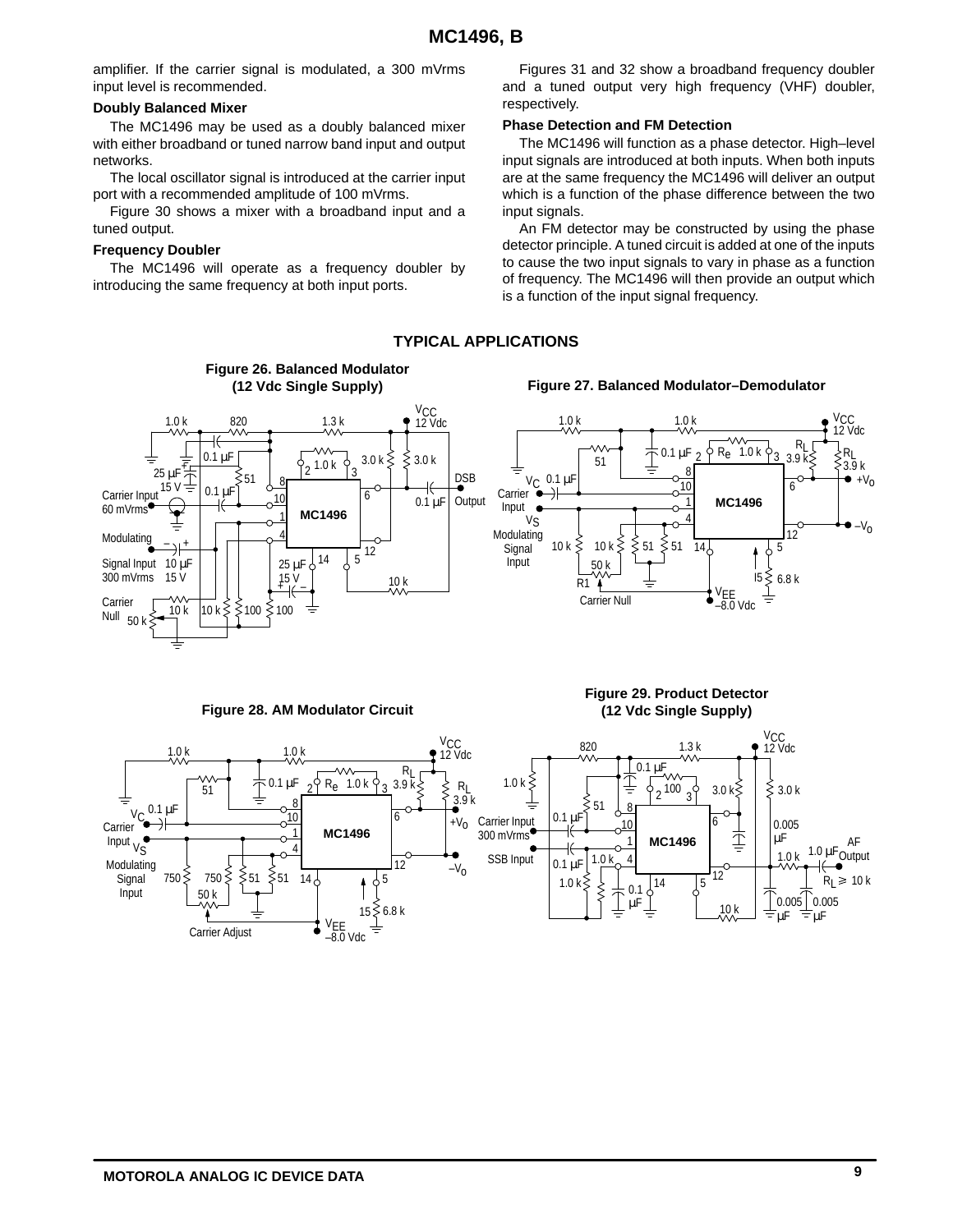amplifier. If the carrier signal is modulated, a 300 mVrms input level is recommended.

**Doubly Balanced Mixer**

The MC1496 may be used as a doubly balanced mixer with either broadband or tuned narrow band input and output networks.

The local oscillator signal is introduced at the carrier input port with a recommended amplitude of 100 mVrms.

Figure 30 shows a mixer with a broadband input and a tuned output.

**Frequency Doubler**

The MC1496 will operate as a frequency doubler by introducing the same frequency at both input ports.

Figures 31 and 32 show a broadband frequency doubler and a tuned output very high frequency (VHF) doubler, respectively.

**Phase Detection and FM Detection**

The MC1496 will function as a phase detector. High–level input signals are introduced at both inputs. When both inputs are at the same frequency the MC1496 will deliver an output which is a function of the phase difference between the two input signals.

An FM detector may be constructed by using the phase detector principle. A tuned circuit is added at one of the inputs to cause the two input signals to vary in phase as a function of frequency. The MC1496 will then provide an output which is a function of the input signal frequency.

## TYPICAL APPLICATIONS

**Figure 26. Balanced Modulator (12 Vdc Single Supply)**

**Figure 27. Balanced Modulator–Demodulator**

**Figure 28. AM Modulator Circuit**

**Figure 29. Product Detector (12 Vdc Single Supply)**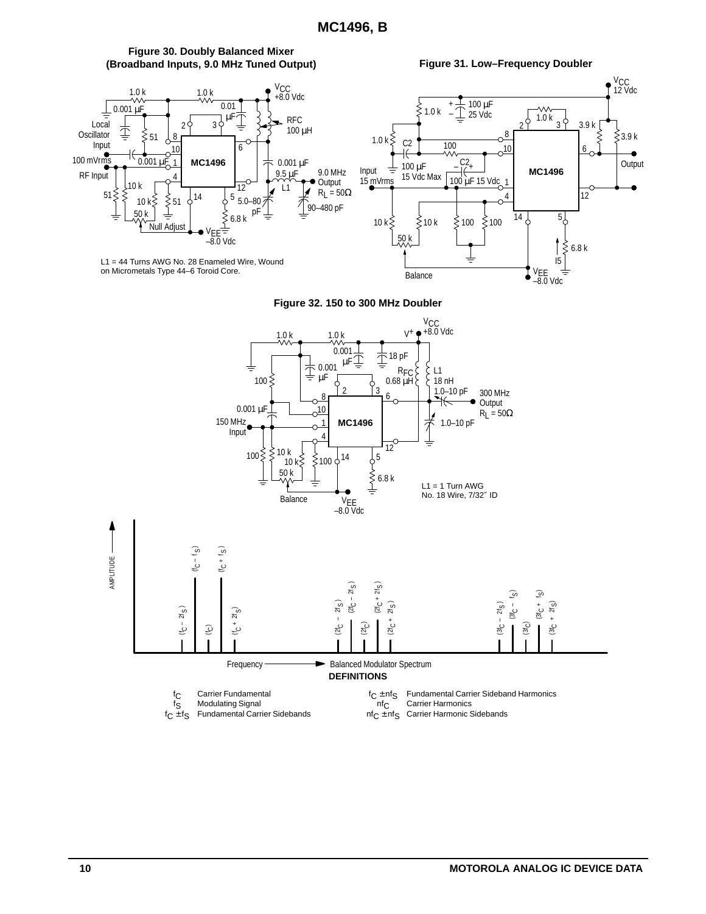**Figure 30. Doubly Balanced Mixer (Broadband Inputs, 9.0 MHz Tuned Output)**

L1 = 44 Turns AWG No. 28 Enameled Wire, Wound on Micrometals Type 44–6 Toroid Core.

**Figure 31. Low–Frequency Doubler**

**Figure 32. 150 to 300 MHz Doubler**

L1 = 1 Turn AWG No. 18 Wire, 7/32″ ID

Balanced Modulator Spectrum

**DEFINITIONS**

| | | | |
|---|---|---|---|
| $f_C$ | Carrier Fundamental | $f_C \pm nf_S$ | Fundamental Carrier Sideband Harmonics |
| $f_S$ | Modulating Signal | $nf_C$ | Carrier Harmonics |
| $f_C \pm f_S$ | Fundamental Carrier Sidebands | $nf_C \pm nf_S$ | Carrier Harmonic Sidebands |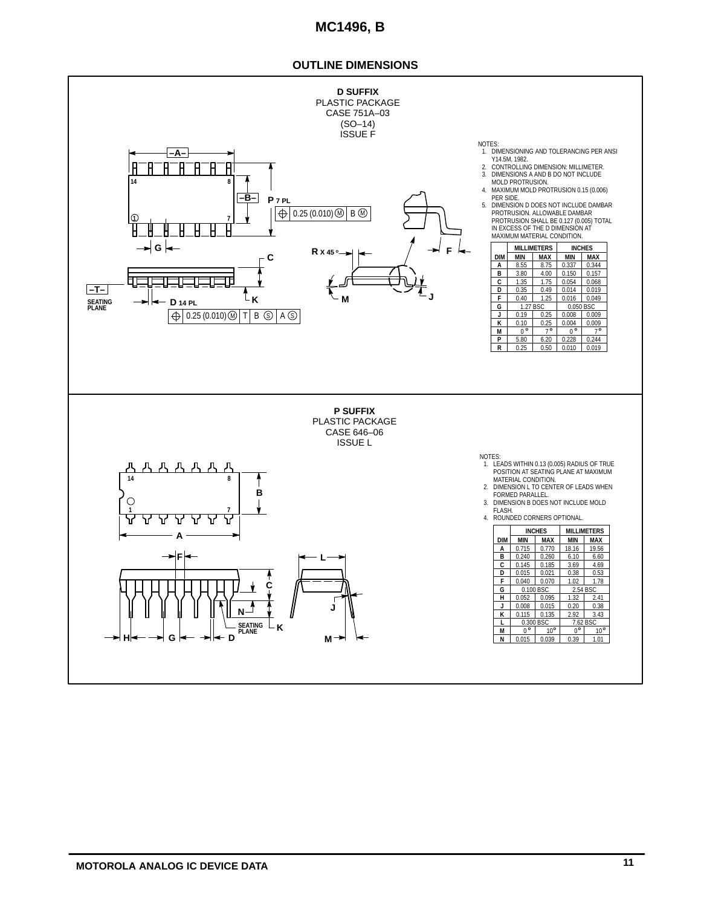## OUTLINE DIMENSIONS

### D SUFFIX
PLASTIC PACKAGE
CASE 751A–03
(SO–14)
ISSUE F

NOTES:
1. DIMENSIONING AND TOLERANCING PER ANSI Y14.5M, 1982.
2. CONTROLLING DIMENSION: MILLIMETER.
3. DIMENSIONS A AND B DO NOT INCLUDE MOLD PROTRUSION.
4. MAXIMUM MOLD PROTRUSION 0.15 (0.006) PER SIDE.
5. DIMENSION D DOES NOT INCLUDE DAMBAR PROTRUSION. ALLOWABLE DAMBAR PROTRUSION SHALL BE 0.127 (0.005) TOTAL IN EXCESS OF THE D DIMENSION AT MAXIMUM MATERIAL CONDITION.

| DIM | MILLIMETERS MIN | MILLIMETERS MAX | INCHES MIN | INCHES MAX |
|---|---|---|---|---|
| A | 8.55 | 8.75 | 0.337 | 0.344 |
| B | 3.80 | 4.00 | 0.150 | 0.157 |
| C | 1.35 | 1.75 | 0.054 | 0.068 |
| D | 0.35 | 0.49 | 0.014 | 0.019 |
| F | 0.40 | 1.25 | 0.016 | 0.049 |
| G | 1.27 BSC | | 0.050 BSC | |
| J | 0.19 | 0.25 | 0.008 | 0.009 |
| K | 0.10 | 0.25 | 0.004 | 0.009 |
| M | 0° | 7° | 0° | 7° |
| P | 5.80 | 6.20 | 0.228 | 0.244 |
| R | 0.25 | 0.50 | 0.010 | 0.019 |

### P SUFFIX
PLASTIC PACKAGE
CASE 646–06
ISSUE L

NOTES:
1. LEADS WITHIN 0.13 (0.005) RADIUS OF TRUE POSITION AT SEATING PLANE AT MAXIMUM MATERIAL CONDITION.
2. DIMENSION L TO CENTER OF LEADS WHEN FORMED PARALLEL.
3. DIMENSION B DOES NOT INCLUDE MOLD FLASH.
4. ROUNDED CORNERS OPTIONAL.

| DIM | INCHES MIN | INCHES MAX | MILLIMETERS MIN | MILLIMETERS MAX |
|---|---|---|---|---|
| A | 0.715 | 0.770 | 18.16 | 19.56 |
| B | 0.240 | 0.260 | 6.10 | 6.60 |
| C | 0.145 | 0.185 | 3.69 | 4.69 |
| D | 0.015 | 0.021 | 0.38 | 0.53 |
| F | 0.040 | 0.070 | 1.02 | 1.78 |
| G | 0.100 BSC | | 2.54 BSC | |
| H | 0.052 | 0.095 | 1.32 | 2.41 |
| J | 0.008 | 0.015 | 0.20 | 0.38 |
| K | 0.115 | 0.135 | 2.92 | 3.43 |
| L | 0.300 BSC | | 7.62 BSC | |
| M | 0° | 10° | 0° | 10° |
| N | 0.015 | 0.039 | 0.39 | 1.01 |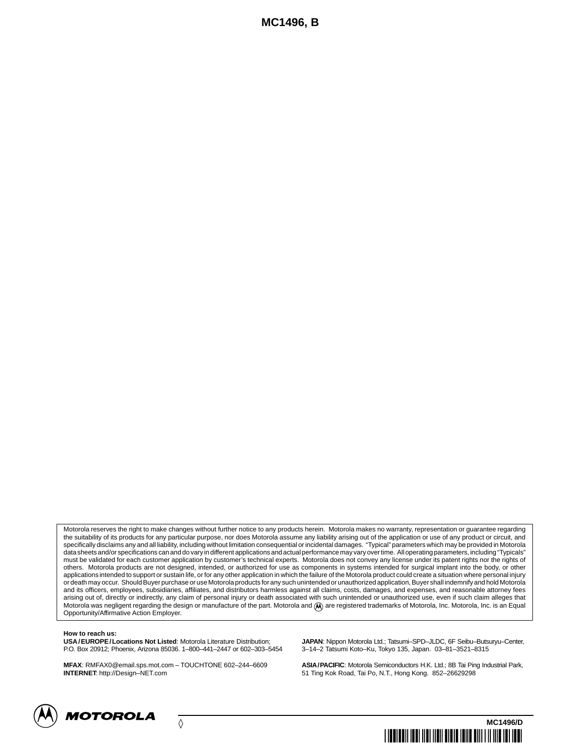Motorola reserves the right to make changes without further notice to any products herein. Motorola makes no warranty, representation or guarantee regarding the suitability of its products for any particular purpose, nor does Motorola assume any liability arising out of the application or use of any product or circuit, and specifically disclaims any and all liability, including without limitation consequential or incidental damages. "Typical" parameters which may be provided in Motorola data sheets and/or specifications can and do vary in different applications and actual performance may vary over time. All operating parameters, including "Typicals" must be validated for each customer application by customer's technical experts. Motorola does not convey any license under its patent rights nor the rights of others. Motorola products are not designed, intended, or authorized for use as components in systems intended for surgical implant into the body, or other applications intended to support or sustain life, or for any other application in which the failure of the Motorola product could create a situation where personal injury or death may occur. Should Buyer purchase or use Motorola products for any such unintended or unauthorized application, Buyer shall indemnify and hold Motorola and its officers, employees, subsidiaries, affiliates, and distributors harmless against all claims, costs, damages, and expenses, and reasonable attorney fees arising out of, directly or indirectly, any claim of personal injury or death associated with such unintended or unauthorized use, even if such claim alleges that Motorola was negligent regarding the design or manufacture of the part. Motorola and Ⓜ are registered trademarks of Motorola, Inc. Motorola, Inc. is an Equal Opportunity/Affirmative Action Employer.

**How to reach us:**
**USA / EUROPE / Locations Not Listed**: Motorola Literature Distribution; P.O. Box 20912; Phoenix, Arizona 85036. 1–800–441–2447 or 602–303–5454

**MFAX**: RMFAX0@email.sps.mot.com – TOUCHTONE 602–244–6609
**INTERNET**: http://Design–NET.com

**JAPAN**: Nippon Motorola Ltd.; Tatsumi–SPD–JLDC, 6F Seibu–Butsuryu–Center, 3–14–2 Tatsumi Koto–Ku, Tokyo 135, Japan. 03–81–3521–8315

**ASIA / PACIFIC**: Motorola Semiconductors H.K. Ltd.; 8B Tai Ping Industrial Park, 51 Ting Kok Road, Tai Po, N.T., Hong Kong. 852–26629298

**MOTOROLA**

◊

**MC1496/D**